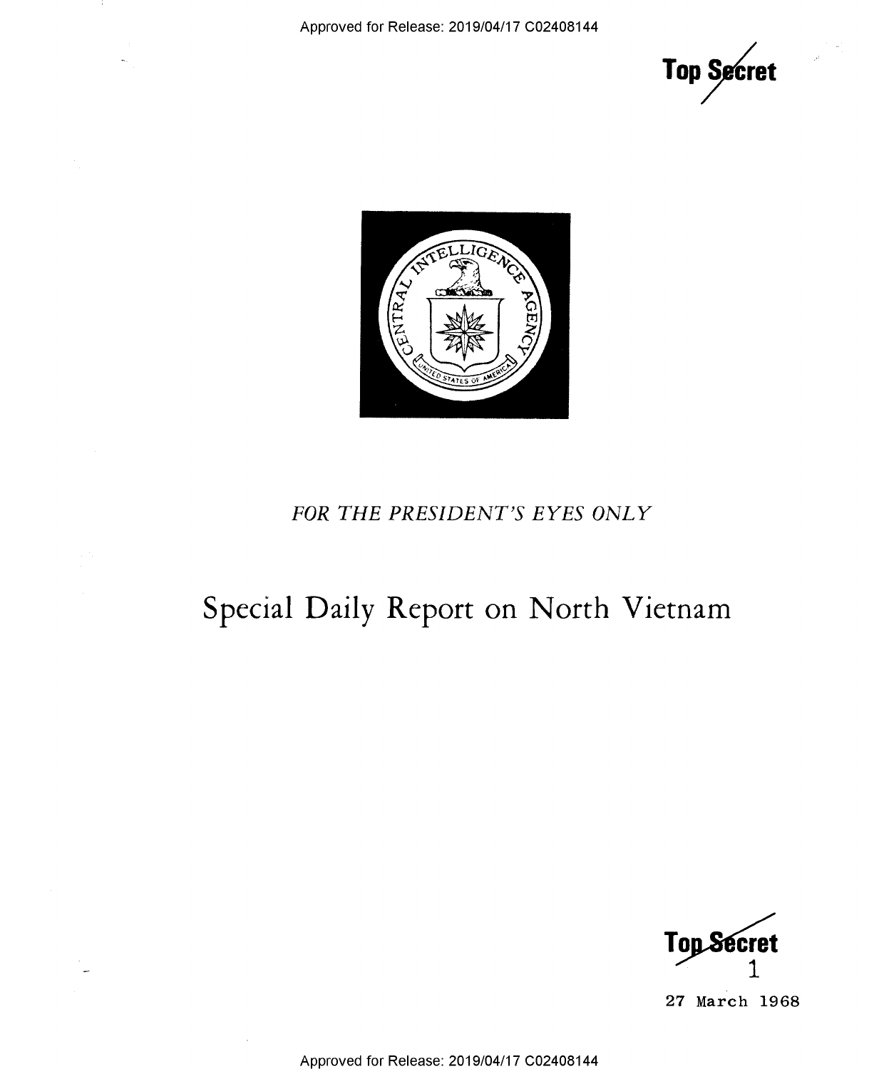Top Secret

*FOR THE PRESIDENT'S EYES ONLY*

# Special Daily Report on North Vietnam

Top Secret

1

27 March 1968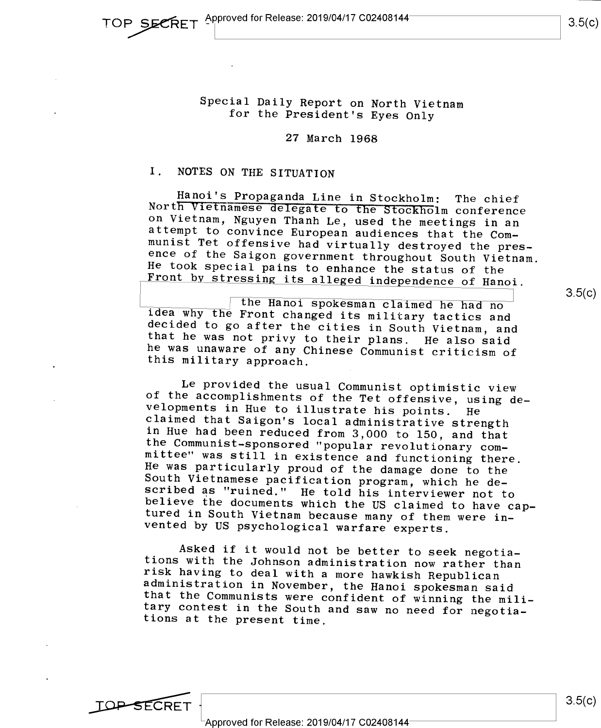Special Daily Report on North Vietnam
for the President's Eyes Only

27 March 1968

## I. NOTES ON THE SITUATION

Hanoi's Propaganda Line in Stockholm: The chief North Vietnamese delegate to the Stockholm conference on Vietnam, Nguyen Thanh Le, used the meetings in an attempt to convince European audiences that the Communist Tet offensive had virtually destroyed the presence of the Saigon government throughout South Vietnam. He took special pains to enhance the status of the Front by stressing its alleged independence of Hanoi. [redacted] the Hanoi spokesman claimed he had no idea why the Front changed its military tactics and decided to go after the cities in South Vietnam, and that he was not privy to their plans. He also said he was unaware of any Chinese Communist criticism of this military approach.

Le provided the usual Communist optimistic view of the accomplishments of the Tet offensive, using developments in Hue to illustrate his points. He claimed that Saigon's local administrative strength in Hue had been reduced from 3,000 to 150, and that the Communist-sponsored "popular revolutionary committee" was still in existence and functioning there. He was particularly proud of the damage done to the South Vietnamese pacification program, which he described as "ruined." He told his interviewer not to believe the documents which the US claimed to have captured in South Vietnam because many of them were invented by US psychological warfare experts.

Asked if it would not be better to seek negotiations with the Johnson administration now rather than risk having to deal with a more hawkish Republican administration in November, the Hanoi spokesman said that the Communists were confident of winning the military contest in the South and saw no need for negotiations at the present time.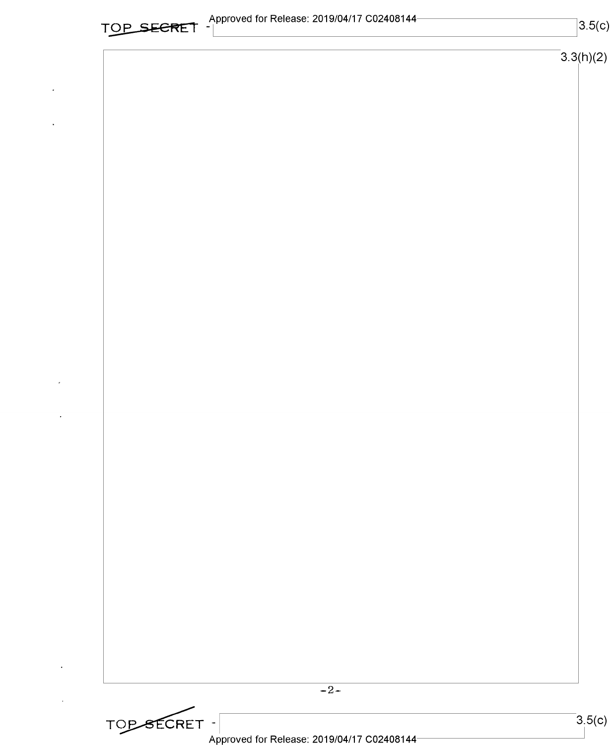3.3(h)(2)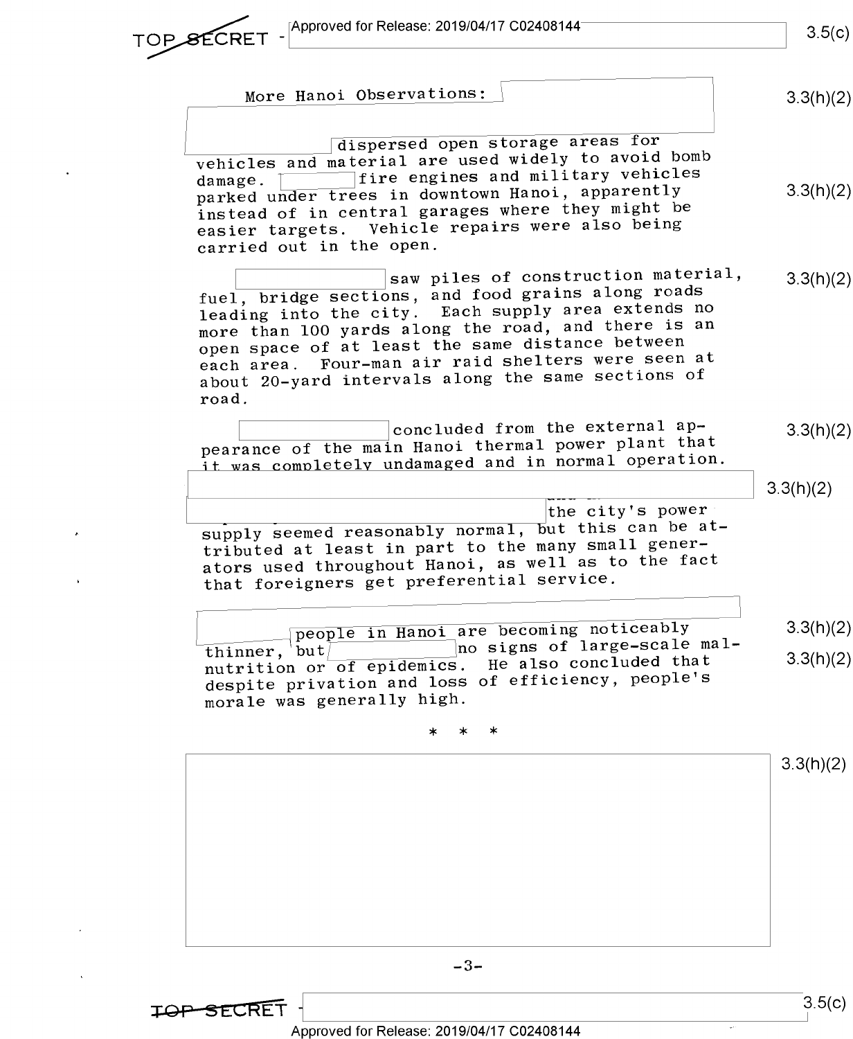More Hanoi Observations:

dispersed open storage areas for vehicles and material are used widely to avoid bomb damage. fire engines and military vehicles parked under trees in downtown Hanoi, apparently instead of in central garages where they might be easier targets. Vehicle repairs were also being carried out in the open.

saw piles of construction material, fuel, bridge sections, and food grains along roads leading into the city. Each supply area extends no more than 100 yards along the road, and there is an open space of at least the same distance between each area. Four-man air raid shelters were seen at about 20-yard intervals along the same sections of road.

concluded from the external appearance of the main Hanoi thermal power plant that it was completely undamaged and in normal operation.

the city's power supply seemed reasonably normal, but this can be attributed at least in part to the many small generators used throughout Hanoi, as well as to the fact that foreigners get preferential service.

people in Hanoi are becoming noticeably thinner, but no signs of large-scale malnutrition or of epidemics. He also concluded that despite privation and loss of efficiency, people's morale was generally high.

\* \* \*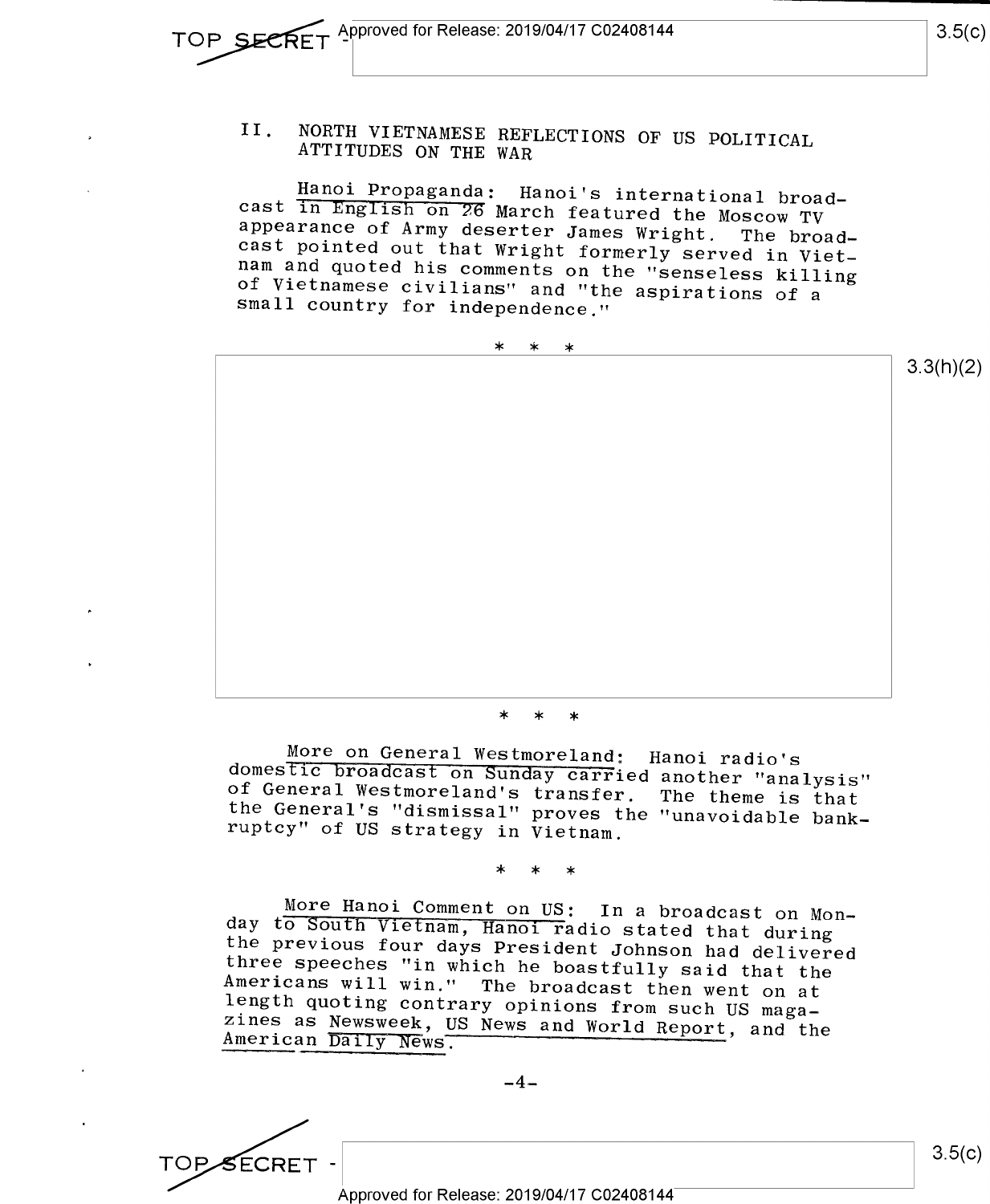## II. NORTH VIETNAMESE REFLECTIONS OF US POLITICAL ATTITUDES ON THE WAR

Hanoi Propaganda: Hanoi's international broadcast in English on 26 March featured the Moscow TV appearance of Army deserter James Wright. The broadcast pointed out that Wright formerly served in Vietnam and quoted his comments on the "senseless killing of Vietnamese civilians" and "the aspirations of a small country for independence."

\* \* \*

3.3(h)(2)

\* \* \*

More on General Westmoreland: Hanoi radio's domestic broadcast on Sunday carried another "analysis" of General Westmoreland's transfer. The theme is that the General's "dismissal" proves the "unavoidable bankruptcy" of US strategy in Vietnam.

\* \* \*

More Hanoi Comment on US: In a broadcast on Monday to South Vietnam, Hanoi radio stated that during the previous four days President Johnson had delivered three speeches "in which he boastfully said that the Americans will win." The broadcast then went on at length quoting contrary opinions from such US magazines as Newsweek, US News and World Report, and the American Daily News.